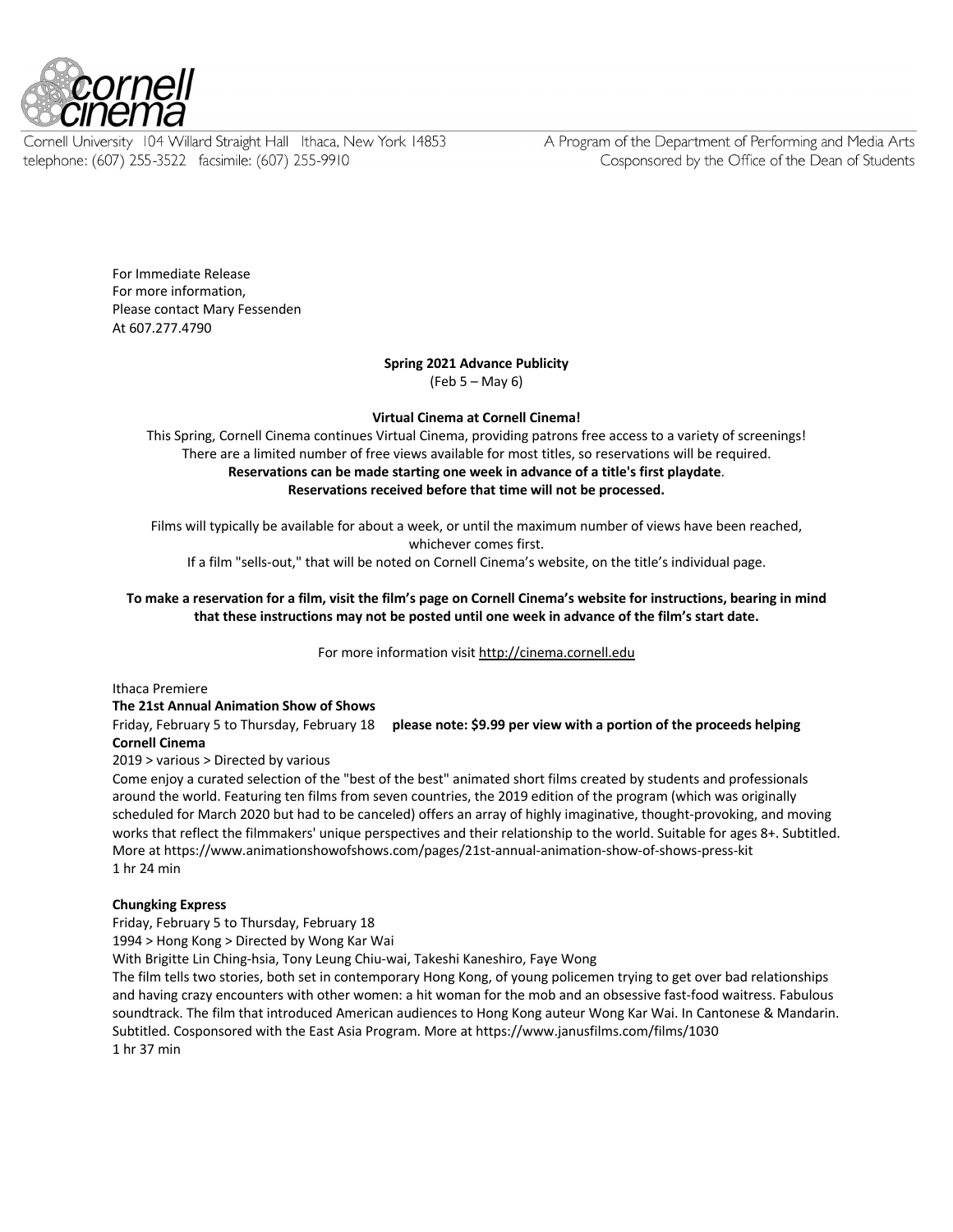cornell cinema

Cornell University 104 Willard Straight Hall Ithaca, New York 14853
telephone: (607) 255-3522 facsimile: (607) 255-9910

A Program of the Department of Performing and Media Arts
Cosponsored by the Office of the Dean of Students

For Immediate Release
For more information,
Please contact Mary Fessenden
At 607.277.4790

**Spring 2021 Advance Publicity**
(Feb 5 – May 6)

**Virtual Cinema at Cornell Cinema!**

This Spring, Cornell Cinema continues Virtual Cinema, providing patrons free access to a variety of screenings!
There are a limited number of free views available for most titles, so reservations will be required.
**Reservations can be made starting one week in advance of a title's first playdate**.
**Reservations received before that time will not be processed.**

Films will typically be available for about a week, or until the maximum number of views have been reached, whichever comes first.
If a film "sells-out," that will be noted on Cornell Cinema's website, on the title's individual page.

**To make a reservation for a film, visit the film's page on Cornell Cinema's website for instructions, bearing in mind that these instructions may not be posted until one week in advance of the film's start date.**

For more information visit http://cinema.cornell.edu

Ithaca Premiere
**The 21st Annual Animation Show of Shows**
Friday, February 5 to Thursday, February 18 **please note: $9.99 per view with a portion of the proceeds helping Cornell Cinema**
2019 > various > Directed by various
Come enjoy a curated selection of the "best of the best" animated short films created by students and professionals around the world. Featuring ten films from seven countries, the 2019 edition of the program (which was originally scheduled for March 2020 but had to be canceled) offers an array of highly imaginative, thought-provoking, and moving works that reflect the filmmakers' unique perspectives and their relationship to the world. Suitable for ages 8+. Subtitled. More at https://www.animationshowofshows.com/pages/21st-annual-animation-show-of-shows-press-kit
1 hr 24 min

**Chungking Express**
Friday, February 5 to Thursday, February 18
1994 > Hong Kong > Directed by Wong Kar Wai
With Brigitte Lin Ching-hsia, Tony Leung Chiu-wai, Takeshi Kaneshiro, Faye Wong
The film tells two stories, both set in contemporary Hong Kong, of young policemen trying to get over bad relationships and having crazy encounters with other women: a hit woman for the mob and an obsessive fast-food waitress. Fabulous soundtrack. The film that introduced American audiences to Hong Kong auteur Wong Kar Wai. In Cantonese & Mandarin. Subtitled. Cosponsored with the East Asia Program. More at https://www.janusfilms.com/films/1030
1 hr 37 min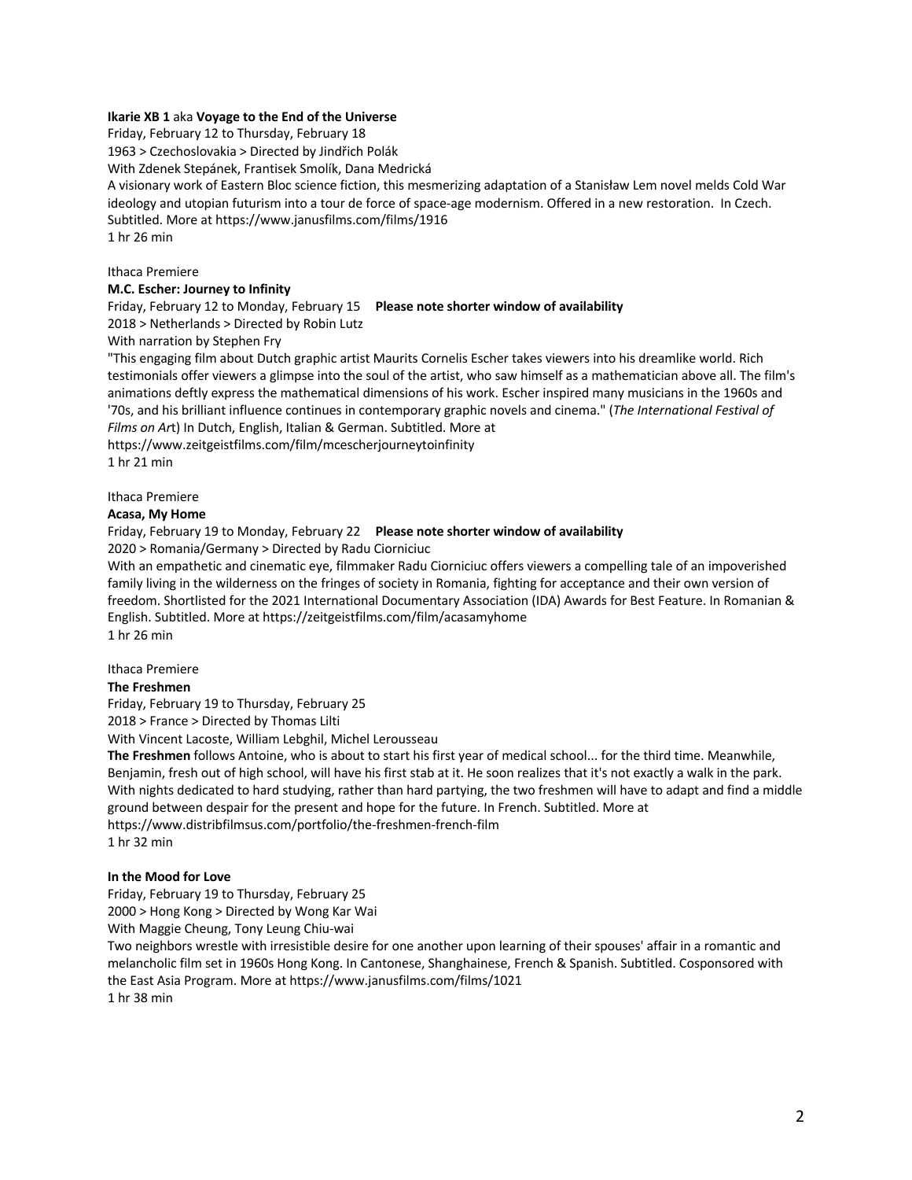**Ikarie XB 1** aka **Voyage to the End of the Universe**
Friday, February 12 to Thursday, February 18
1963 > Czechoslovakia > Directed by Jindřich Polák
With Zdenek Stepánek, Frantisek Smolík, Dana Medrická
A visionary work of Eastern Bloc science fiction, this mesmerizing adaptation of a Stanisław Lem novel melds Cold War ideology and utopian futurism into a tour de force of space-age modernism. Offered in a new restoration. In Czech. Subtitled. More at https://www.janusfilms.com/films/1916
1 hr 26 min

Ithaca Premiere
**M.C. Escher: Journey to Infinity**
Friday, February 12 to Monday, February 15 **Please note shorter window of availability**
2018 > Netherlands > Directed by Robin Lutz
With narration by Stephen Fry
"This engaging film about Dutch graphic artist Maurits Cornelis Escher takes viewers into his dreamlike world. Rich testimonials offer viewers a glimpse into the soul of the artist, who saw himself as a mathematician above all. The film's animations deftly express the mathematical dimensions of his work. Escher inspired many musicians in the 1960s and '70s, and his brilliant influence continues in contemporary graphic novels and cinema." (*The International Festival of Films on Art*) In Dutch, English, Italian & German. Subtitled. More at https://www.zeitgeistfilms.com/film/mcescherjourneytoinfinity
1 hr 21 min

Ithaca Premiere
**Acasa, My Home**
Friday, February 19 to Monday, February 22 **Please note shorter window of availability**
2020 > Romania/Germany > Directed by Radu Ciorniciuc
With an empathetic and cinematic eye, filmmaker Radu Ciorniciuc offers viewers a compelling tale of an impoverished family living in the wilderness on the fringes of society in Romania, fighting for acceptance and their own version of freedom. Shortlisted for the 2021 International Documentary Association (IDA) Awards for Best Feature. In Romanian & English. Subtitled. More at https://zeitgeistfilms.com/film/acasamyhome
1 hr 26 min

Ithaca Premiere
**The Freshmen**
Friday, February 19 to Thursday, February 25
2018 > France > Directed by Thomas Lilti
With Vincent Lacoste, William Lebghil, Michel Lerousseau
**The Freshmen** follows Antoine, who is about to start his first year of medical school... for the third time. Meanwhile, Benjamin, fresh out of high school, will have his first stab at it. He soon realizes that it's not exactly a walk in the park. With nights dedicated to hard studying, rather than hard partying, the two freshmen will have to adapt and find a middle ground between despair for the present and hope for the future. In French. Subtitled. More at https://www.distribfilmsus.com/portfolio/the-freshmen-french-film
1 hr 32 min

**In the Mood for Love**
Friday, February 19 to Thursday, February 25
2000 > Hong Kong > Directed by Wong Kar Wai
With Maggie Cheung, Tony Leung Chiu-wai
Two neighbors wrestle with irresistible desire for one another upon learning of their spouses' affair in a romantic and melancholic film set in 1960s Hong Kong. In Cantonese, Shanghainese, French & Spanish. Subtitled. Cosponsored with the East Asia Program. More at https://www.janusfilms.com/films/1021
1 hr 38 min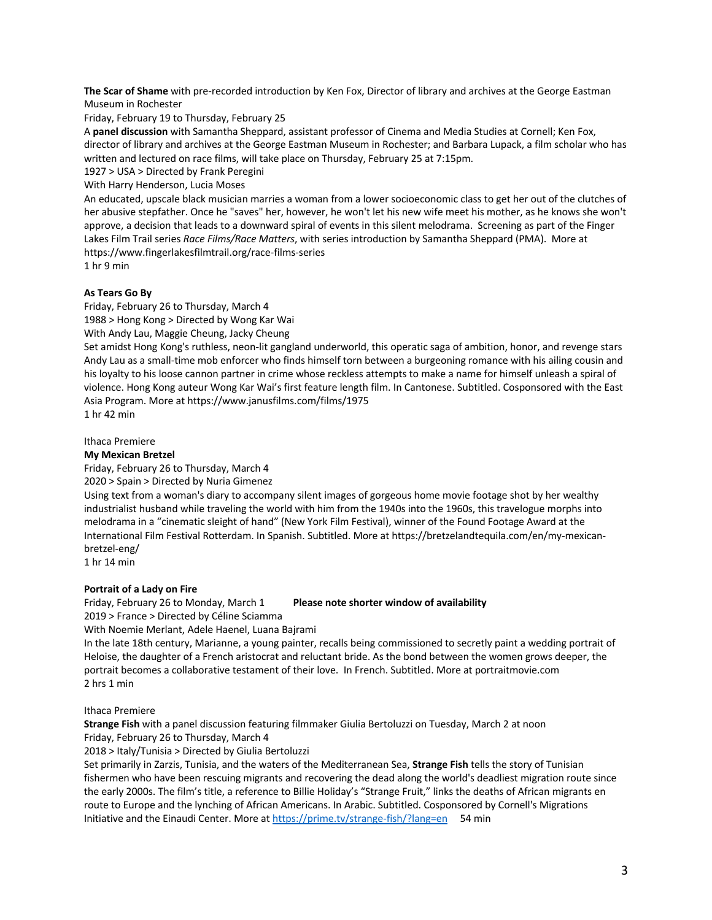**The Scar of Shame** with pre-recorded introduction by Ken Fox, Director of library and archives at the George Eastman Museum in Rochester

Friday, February 19 to Thursday, February 25

A **panel discussion** with Samantha Sheppard, assistant professor of Cinema and Media Studies at Cornell; Ken Fox, director of library and archives at the George Eastman Museum in Rochester; and Barbara Lupack, a film scholar who has written and lectured on race films, will take place on Thursday, February 25 at 7:15pm.

1927 > USA > Directed by Frank Peregini

With Harry Henderson, Lucia Moses

An educated, upscale black musician marries a woman from a lower socioeconomic class to get her out of the clutches of her abusive stepfather. Once he "saves" her, however, he won't let his new wife meet his mother, as he knows she won't approve, a decision that leads to a downward spiral of events in this silent melodrama. Screening as part of the Finger Lakes Film Trail series *Race Films/Race Matters*, with series introduction by Samantha Sheppard (PMA). More at https://www.fingerlakesfilmtrail.org/race-films-series

1 hr 9 min

**As Tears Go By**

Friday, February 26 to Thursday, March 4

1988 > Hong Kong > Directed by Wong Kar Wai

With Andy Lau, Maggie Cheung, Jacky Cheung

Set amidst Hong Kong's ruthless, neon-lit gangland underworld, this operatic saga of ambition, honor, and revenge stars Andy Lau as a small-time mob enforcer who finds himself torn between a burgeoning romance with his ailing cousin and his loyalty to his loose cannon partner in crime whose reckless attempts to make a name for himself unleash a spiral of violence. Hong Kong auteur Wong Kar Wai's first feature length film. In Cantonese. Subtitled. Cosponsored with the East Asia Program. More at https://www.janusfilms.com/films/1975

1 hr 42 min

Ithaca Premiere

**My Mexican Bretzel**

Friday, February 26 to Thursday, March 4

2020 > Spain > Directed by Nuria Gimenez

Using text from a woman's diary to accompany silent images of gorgeous home movie footage shot by her wealthy industrialist husband while traveling the world with him from the 1940s into the 1960s, this travelogue morphs into melodrama in a "cinematic sleight of hand" (New York Film Festival), winner of the Found Footage Award at the International Film Festival Rotterdam. In Spanish. Subtitled. More at https://bretzelandtequila.com/en/my-mexican-bretzel-eng/

1 hr 14 min

**Portrait of a Lady on Fire**

Friday, February 26 to Monday, March 1 **Please note shorter window of availability**

2019 > France > Directed by Céline Sciamma

With Noemie Merlant, Adele Haenel, Luana Bajrami

In the late 18th century, Marianne, a young painter, recalls being commissioned to secretly paint a wedding portrait of Heloise, the daughter of a French aristocrat and reluctant bride. As the bond between the women grows deeper, the portrait becomes a collaborative testament of their love. In French. Subtitled. More at portraitmovie.com

2 hrs 1 min

Ithaca Premiere

**Strange Fish** with a panel discussion featuring filmmaker Giulia Bertoluzzi on Tuesday, March 2 at noon

Friday, February 26 to Thursday, March 4

2018 > Italy/Tunisia > Directed by Giulia Bertoluzzi

Set primarily in Zarzis, Tunisia, and the waters of the Mediterranean Sea, **Strange Fish** tells the story of Tunisian fishermen who have been rescuing migrants and recovering the dead along the world's deadliest migration route since the early 2000s. The film's title, a reference to Billie Holiday's "Strange Fruit," links the deaths of African migrants en route to Europe and the lynching of African Americans. In Arabic. Subtitled. Cosponsored by Cornell's Migrations Initiative and the Einaudi Center. More at https://prime.tv/strange-fish/?lang=en 54 min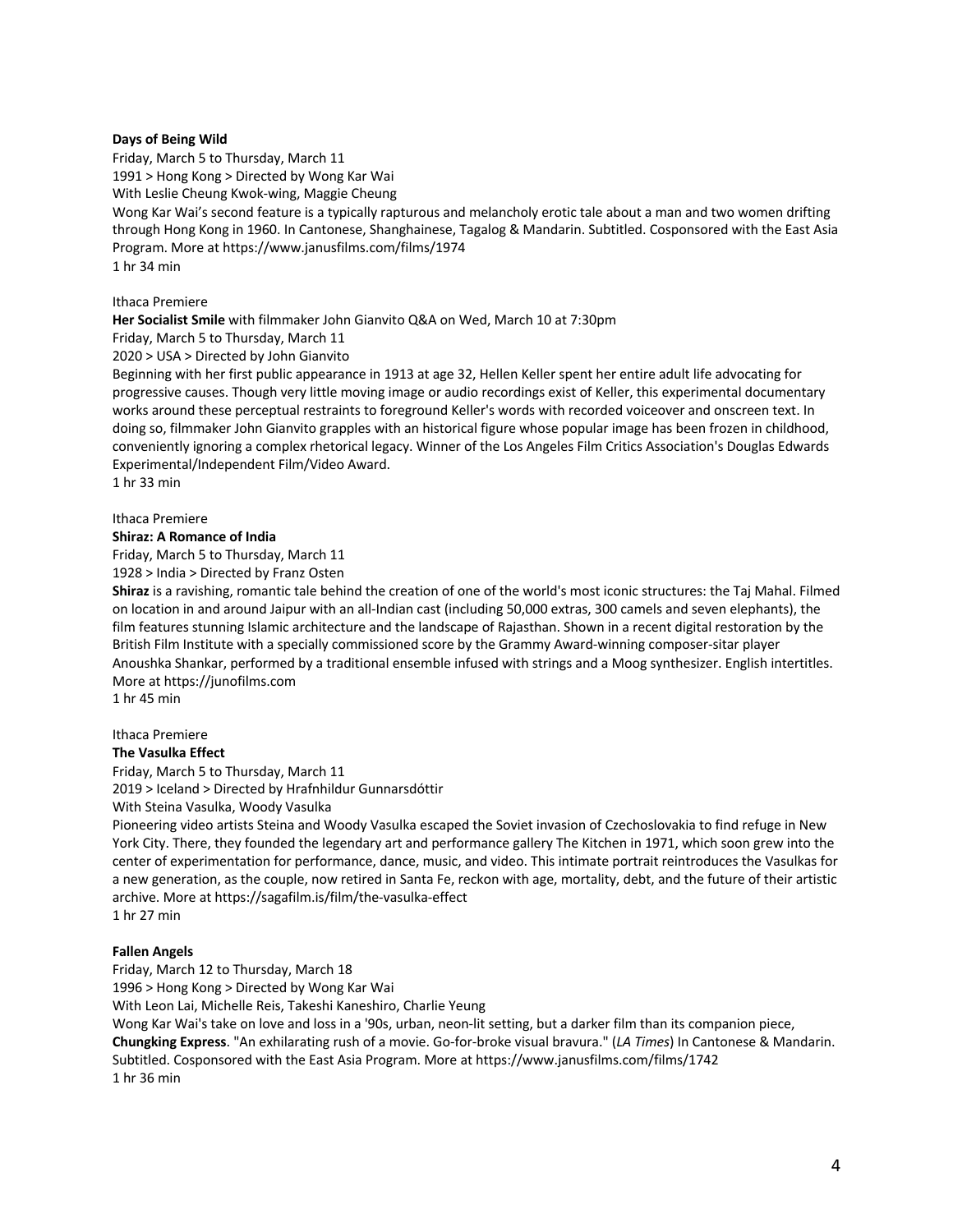**Days of Being Wild**
Friday, March 5 to Thursday, March 11
1991 > Hong Kong > Directed by Wong Kar Wai
With Leslie Cheung Kwok-wing, Maggie Cheung
Wong Kar Wai's second feature is a typically rapturous and melancholy erotic tale about a man and two women drifting through Hong Kong in 1960. In Cantonese, Shanghainese, Tagalog & Mandarin. Subtitled. Cosponsored with the East Asia Program. More at https://www.janusfilms.com/films/1974
1 hr 34 min

Ithaca Premiere
**Her Socialist Smile** with filmmaker John Gianvito Q&A on Wed, March 10 at 7:30pm
Friday, March 5 to Thursday, March 11
2020 > USA > Directed by John Gianvito
Beginning with her first public appearance in 1913 at age 32, Hellen Keller spent her entire adult life advocating for progressive causes. Though very little moving image or audio recordings exist of Keller, this experimental documentary works around these perceptual restraints to foreground Keller's words with recorded voiceover and onscreen text. In doing so, filmmaker John Gianvito grapples with an historical figure whose popular image has been frozen in childhood, conveniently ignoring a complex rhetorical legacy. Winner of the Los Angeles Film Critics Association's Douglas Edwards Experimental/Independent Film/Video Award.
1 hr 33 min

Ithaca Premiere
**Shiraz: A Romance of India**
Friday, March 5 to Thursday, March 11
1928 > India > Directed by Franz Osten
**Shiraz** is a ravishing, romantic tale behind the creation of one of the world's most iconic structures: the Taj Mahal. Filmed on location in and around Jaipur with an all-Indian cast (including 50,000 extras, 300 camels and seven elephants), the film features stunning Islamic architecture and the landscape of Rajasthan. Shown in a recent digital restoration by the British Film Institute with a specially commissioned score by the Grammy Award-winning composer-sitar player Anoushka Shankar, performed by a traditional ensemble infused with strings and a Moog synthesizer. English intertitles. More at https://junofilms.com
1 hr 45 min

Ithaca Premiere
**The Vasulka Effect**
Friday, March 5 to Thursday, March 11
2019 > Iceland > Directed by Hrafnhildur Gunnarsdóttir
With Steina Vasulka, Woody Vasulka
Pioneering video artists Steina and Woody Vasulka escaped the Soviet invasion of Czechoslovakia to find refuge in New York City. There, they founded the legendary art and performance gallery The Kitchen in 1971, which soon grew into the center of experimentation for performance, dance, music, and video. This intimate portrait reintroduces the Vasulkas for a new generation, as the couple, now retired in Santa Fe, reckon with age, mortality, debt, and the future of their artistic archive. More at https://sagafilm.is/film/the-vasulka-effect
1 hr 27 min

**Fallen Angels**
Friday, March 12 to Thursday, March 18
1996 > Hong Kong > Directed by Wong Kar Wai
With Leon Lai, Michelle Reis, Takeshi Kaneshiro, Charlie Yeung
Wong Kar Wai's take on love and loss in a '90s, urban, neon-lit setting, but a darker film than its companion piece, **Chungking Express**. "An exhilarating rush of a movie. Go-for-broke visual bravura." (*LA Times*) In Cantonese & Mandarin. Subtitled. Cosponsored with the East Asia Program. More at https://www.janusfilms.com/films/1742
1 hr 36 min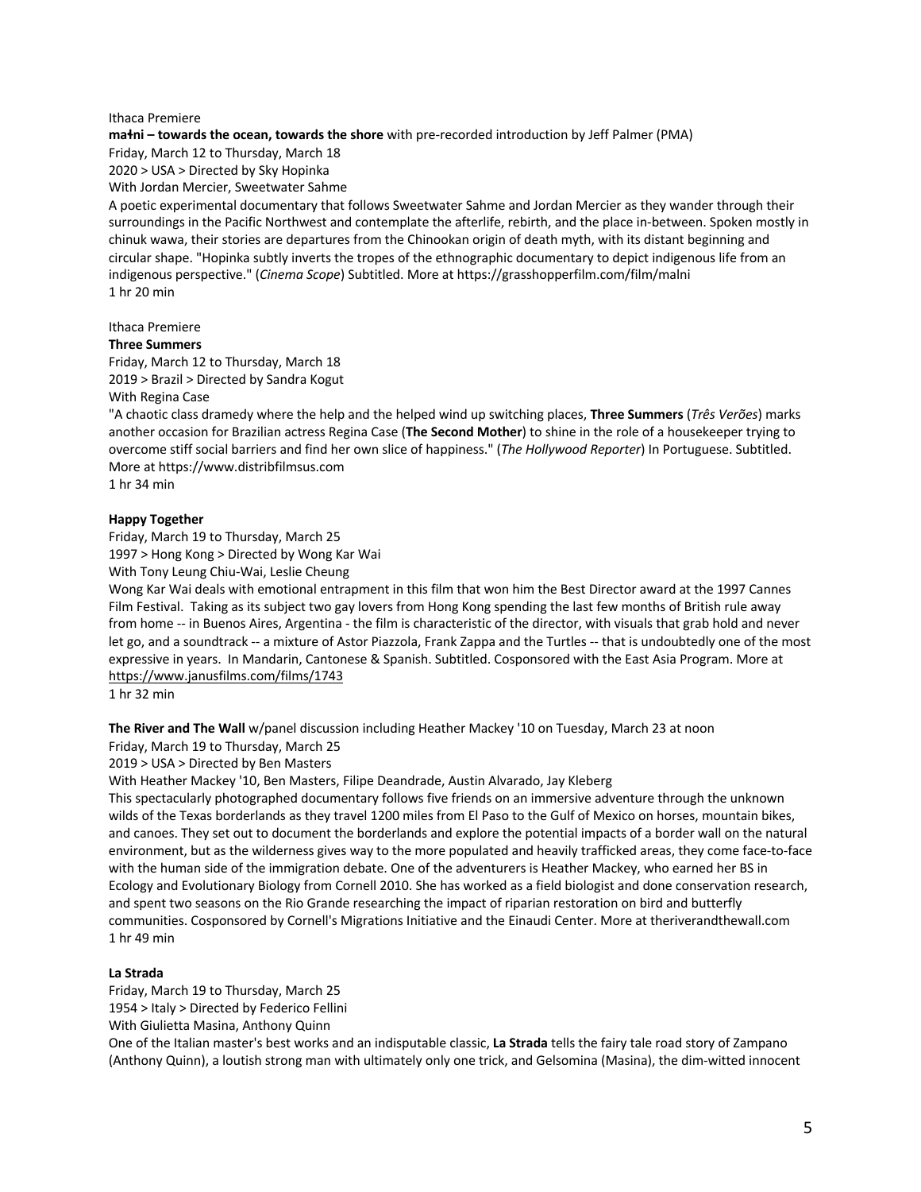Ithaca Premiere

**maɬni – towards the ocean, towards the shore** with pre-recorded introduction by Jeff Palmer (PMA)

Friday, March 12 to Thursday, March 18

2020 > USA > Directed by Sky Hopinka

With Jordan Mercier, Sweetwater Sahme

A poetic experimental documentary that follows Sweetwater Sahme and Jordan Mercier as they wander through their surroundings in the Pacific Northwest and contemplate the afterlife, rebirth, and the place in-between. Spoken mostly in chinuk wawa, their stories are departures from the Chinookan origin of death myth, with its distant beginning and circular shape. "Hopinka subtly inverts the tropes of the ethnographic documentary to depict indigenous life from an indigenous perspective." (*Cinema Scope*) Subtitled. More at https://grasshopperfilm.com/film/malni

1 hr 20 min

Ithaca Premiere

**Three Summers**

Friday, March 12 to Thursday, March 18

2019 > Brazil > Directed by Sandra Kogut

With Regina Case

"A chaotic class dramedy where the help and the helped wind up switching places, **Three Summers** (*Três Verões*) marks another occasion for Brazilian actress Regina Case (**The Second Mother**) to shine in the role of a housekeeper trying to overcome stiff social barriers and find her own slice of happiness." (*The Hollywood Reporter*) In Portuguese. Subtitled. More at https://www.distribfilmsus.com

1 hr 34 min

**Happy Together**

Friday, March 19 to Thursday, March 25

1997 > Hong Kong > Directed by Wong Kar Wai

With Tony Leung Chiu-Wai, Leslie Cheung

Wong Kar Wai deals with emotional entrapment in this film that won him the Best Director award at the 1997 Cannes Film Festival. Taking as its subject two gay lovers from Hong Kong spending the last few months of British rule away from home -- in Buenos Aires, Argentina - the film is characteristic of the director, with visuals that grab hold and never let go, and a soundtrack -- a mixture of Astor Piazzola, Frank Zappa and the Turtles -- that is undoubtedly one of the most expressive in years. In Mandarin, Cantonese & Spanish. Subtitled. Cosponsored with the East Asia Program. More at https://www.janusfilms.com/films/1743

1 hr 32 min

**The River and The Wall** w/panel discussion including Heather Mackey '10 on Tuesday, March 23 at noon

Friday, March 19 to Thursday, March 25

2019 > USA > Directed by Ben Masters

With Heather Mackey '10, Ben Masters, Filipe Deandrade, Austin Alvarado, Jay Kleberg

This spectacularly photographed documentary follows five friends on an immersive adventure through the unknown wilds of the Texas borderlands as they travel 1200 miles from El Paso to the Gulf of Mexico on horses, mountain bikes, and canoes. They set out to document the borderlands and explore the potential impacts of a border wall on the natural environment, but as the wilderness gives way to the more populated and heavily trafficked areas, they come face-to-face with the human side of the immigration debate. One of the adventurers is Heather Mackey, who earned her BS in Ecology and Evolutionary Biology from Cornell 2010. She has worked as a field biologist and done conservation research, and spent two seasons on the Rio Grande researching the impact of riparian restoration on bird and butterfly communities. Cosponsored by Cornell's Migrations Initiative and the Einaudi Center. More at theriverandthewall.com

1 hr 49 min

**La Strada**

Friday, March 19 to Thursday, March 25

1954 > Italy > Directed by Federico Fellini

With Giulietta Masina, Anthony Quinn

One of the Italian master's best works and an indisputable classic, **La Strada** tells the fairy tale road story of Zampano (Anthony Quinn), a loutish strong man with ultimately only one trick, and Gelsomina (Masina), the dim-witted innocent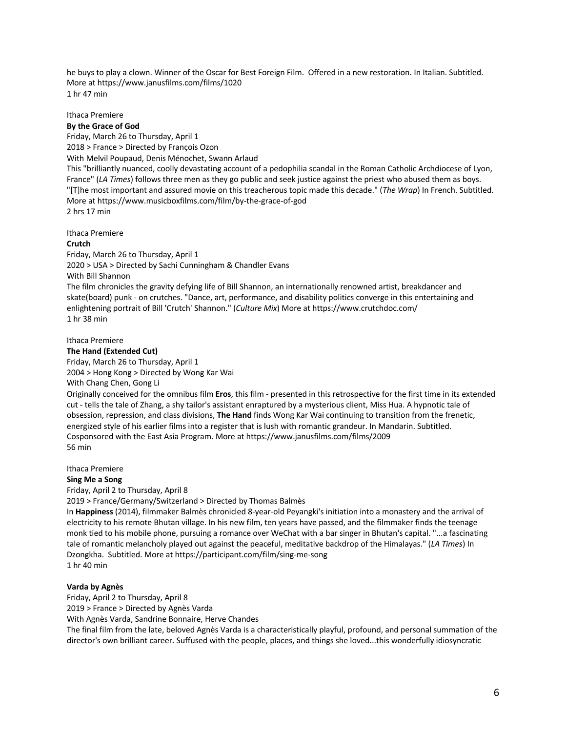he buys to play a clown. Winner of the Oscar for Best Foreign Film. Offered in a new restoration. In Italian. Subtitled. More at https://www.janusfilms.com/films/1020
1 hr 47 min

Ithaca Premiere
**By the Grace of God**
Friday, March 26 to Thursday, April 1
2018 > France > Directed by François Ozon
With Melvil Poupaud, Denis Ménochet, Swann Arlaud
This "brilliantly nuanced, coolly devastating account of a pedophilia scandal in the Roman Catholic Archdiocese of Lyon, France" (*LA Times*) follows three men as they go public and seek justice against the priest who abused them as boys. "[T]he most important and assured movie on this treacherous topic made this decade." (*The Wrap*) In French. Subtitled. More at https://www.musicboxfilms.com/film/by-the-grace-of-god
2 hrs 17 min

Ithaca Premiere
**Crutch**
Friday, March 26 to Thursday, April 1
2020 > USA > Directed by Sachi Cunningham & Chandler Evans
With Bill Shannon
The film chronicles the gravity defying life of Bill Shannon, an internationally renowned artist, breakdancer and skate(board) punk - on crutches. "Dance, art, performance, and disability politics converge in this entertaining and enlightening portrait of Bill 'Crutch' Shannon." (*Culture Mix*) More at https://www.crutchdoc.com/
1 hr 38 min

Ithaca Premiere
**The Hand (Extended Cut)**
Friday, March 26 to Thursday, April 1
2004 > Hong Kong > Directed by Wong Kar Wai
With Chang Chen, Gong Li
Originally conceived for the omnibus film **Eros**, this film - presented in this retrospective for the first time in its extended cut - tells the tale of Zhang, a shy tailor's assistant enraptured by a mysterious client, Miss Hua. A hypnotic tale of obsession, repression, and class divisions, **The Hand** finds Wong Kar Wai continuing to transition from the frenetic, energized style of his earlier films into a register that is lush with romantic grandeur. In Mandarin. Subtitled. Cosponsored with the East Asia Program. More at https://www.janusfilms.com/films/2009
56 min

Ithaca Premiere
**Sing Me a Song**
Friday, April 2 to Thursday, April 8
2019 > France/Germany/Switzerland > Directed by Thomas Balmès
In **Happiness** (2014), filmmaker Balmès chronicled 8-year-old Peyangki's initiation into a monastery and the arrival of electricity to his remote Bhutan village. In his new film, ten years have passed, and the filmmaker finds the teenage monk tied to his mobile phone, pursuing a romance over WeChat with a bar singer in Bhutan's capital. "...a fascinating tale of romantic melancholy played out against the peaceful, meditative backdrop of the Himalayas." (*LA Times*) In Dzongkha. Subtitled. More at https://participant.com/film/sing-me-song
1 hr 40 min

**Varda by Agnès**
Friday, April 2 to Thursday, April 8
2019 > France > Directed by Agnès Varda
With Agnès Varda, Sandrine Bonnaire, Herve Chandes
The final film from the late, beloved Agnès Varda is a characteristically playful, profound, and personal summation of the director's own brilliant career. Suffused with the people, places, and things she loved...this wonderfully idiosyncratic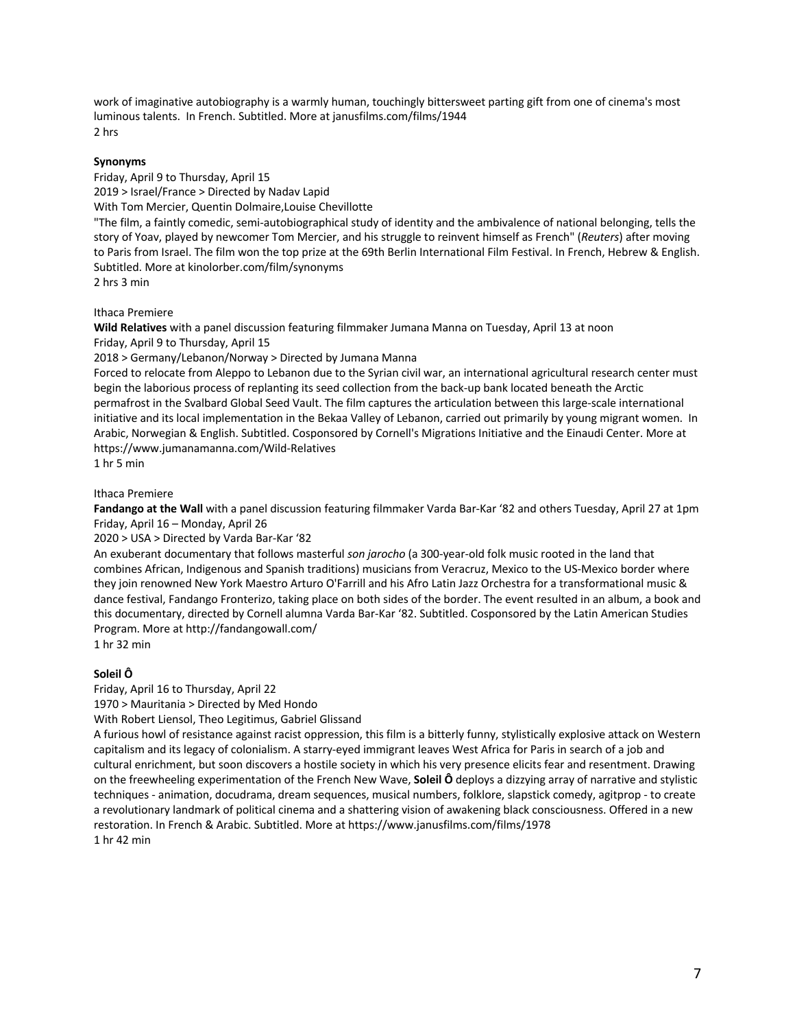work of imaginative autobiography is a warmly human, touchingly bittersweet parting gift from one of cinema's most luminous talents. In French. Subtitled. More at janusfilms.com/films/1944
2 hrs

**Synonyms**
Friday, April 9 to Thursday, April 15
2019 > Israel/France > Directed by Nadav Lapid
With Tom Mercier, Quentin Dolmaire,Louise Chevillotte
"The film, a faintly comedic, semi-autobiographical study of identity and the ambivalence of national belonging, tells the story of Yoav, played by newcomer Tom Mercier, and his struggle to reinvent himself as French" (*Reuters*) after moving to Paris from Israel. The film won the top prize at the 69th Berlin International Film Festival. In French, Hebrew & English. Subtitled. More at kinolorber.com/film/synonyms
2 hrs 3 min

Ithaca Premiere
**Wild Relatives** with a panel discussion featuring filmmaker Jumana Manna on Tuesday, April 13 at noon
Friday, April 9 to Thursday, April 15
2018 > Germany/Lebanon/Norway > Directed by Jumana Manna
Forced to relocate from Aleppo to Lebanon due to the Syrian civil war, an international agricultural research center must begin the laborious process of replanting its seed collection from the back-up bank located beneath the Arctic permafrost in the Svalbard Global Seed Vault. The film captures the articulation between this large-scale international initiative and its local implementation in the Bekaa Valley of Lebanon, carried out primarily by young migrant women. In Arabic, Norwegian & English. Subtitled. Cosponsored by Cornell's Migrations Initiative and the Einaudi Center. More at https://www.jumanamanna.com/Wild-Relatives
1 hr 5 min

Ithaca Premiere
**Fandango at the Wall** with a panel discussion featuring filmmaker Varda Bar-Kar '82 and others Tuesday, April 27 at 1pm
Friday, April 16 – Monday, April 26
2020 > USA > Directed by Varda Bar-Kar '82
An exuberant documentary that follows masterful *son jarocho* (a 300-year-old folk music rooted in the land that combines African, Indigenous and Spanish traditions) musicians from Veracruz, Mexico to the US-Mexico border where they join renowned New York Maestro Arturo O'Farrill and his Afro Latin Jazz Orchestra for a transformational music & dance festival, Fandango Fronterizo, taking place on both sides of the border. The event resulted in an album, a book and this documentary, directed by Cornell alumna Varda Bar-Kar '82. Subtitled. Cosponsored by the Latin American Studies Program. More at http://fandangowall.com/
1 hr 32 min

**Soleil Ô**
Friday, April 16 to Thursday, April 22
1970 > Mauritania > Directed by Med Hondo
With Robert Liensol, Theo Legitimus, Gabriel Glissand
A furious howl of resistance against racist oppression, this film is a bitterly funny, stylistically explosive attack on Western capitalism and its legacy of colonialism. A starry-eyed immigrant leaves West Africa for Paris in search of a job and cultural enrichment, but soon discovers a hostile society in which his very presence elicits fear and resentment. Drawing on the freewheeling experimentation of the French New Wave, **Soleil Ô** deploys a dizzying array of narrative and stylistic techniques - animation, docudrama, dream sequences, musical numbers, folklore, slapstick comedy, agitprop - to create a revolutionary landmark of political cinema and a shattering vision of awakening black consciousness. Offered in a new restoration. In French & Arabic. Subtitled. More at https://www.janusfilms.com/films/1978
1 hr 42 min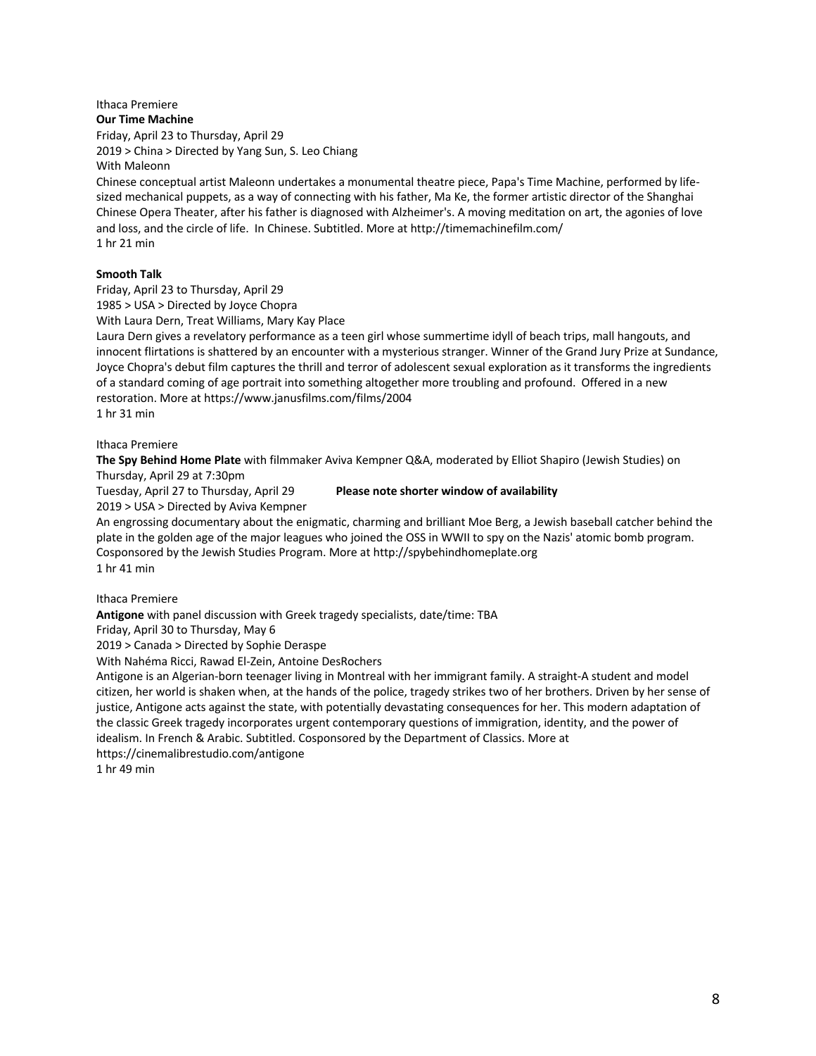Ithaca Premiere

**Our Time Machine**

Friday, April 23 to Thursday, April 29

2019 > China > Directed by Yang Sun, S. Leo Chiang

With Maleonn

Chinese conceptual artist Maleonn undertakes a monumental theatre piece, Papa's Time Machine, performed by life-sized mechanical puppets, as a way of connecting with his father, Ma Ke, the former artistic director of the Shanghai Chinese Opera Theater, after his father is diagnosed with Alzheimer's. A moving meditation on art, the agonies of love and loss, and the circle of life. In Chinese. Subtitled. More at http://timemachinefilm.com/

1 hr 21 min

**Smooth Talk**

Friday, April 23 to Thursday, April 29

1985 > USA > Directed by Joyce Chopra

With Laura Dern, Treat Williams, Mary Kay Place

Laura Dern gives a revelatory performance as a teen girl whose summertime idyll of beach trips, mall hangouts, and innocent flirtations is shattered by an encounter with a mysterious stranger. Winner of the Grand Jury Prize at Sundance, Joyce Chopra's debut film captures the thrill and terror of adolescent sexual exploration as it transforms the ingredients of a standard coming of age portrait into something altogether more troubling and profound. Offered in a new restoration. More at https://www.janusfilms.com/films/2004

1 hr 31 min

Ithaca Premiere

**The Spy Behind Home Plate** with filmmaker Aviva Kempner Q&A, moderated by Elliot Shapiro (Jewish Studies) on Thursday, April 29 at 7:30pm

Tuesday, April 27 to Thursday, April 29 **Please note shorter window of availability**

2019 > USA > Directed by Aviva Kempner

An engrossing documentary about the enigmatic, charming and brilliant Moe Berg, a Jewish baseball catcher behind the plate in the golden age of the major leagues who joined the OSS in WWII to spy on the Nazis' atomic bomb program. Cosponsored by the Jewish Studies Program. More at http://spybehindhomeplate.org

1 hr 41 min

Ithaca Premiere

**Antigone** with panel discussion with Greek tragedy specialists, date/time: TBA

Friday, April 30 to Thursday, May 6

2019 > Canada > Directed by Sophie Deraspe

With Nahéma Ricci, Rawad El-Zein, Antoine DesRochers

Antigone is an Algerian-born teenager living in Montreal with her immigrant family. A straight-A student and model citizen, her world is shaken when, at the hands of the police, tragedy strikes two of her brothers. Driven by her sense of justice, Antigone acts against the state, with potentially devastating consequences for her. This modern adaptation of the classic Greek tragedy incorporates urgent contemporary questions of immigration, identity, and the power of idealism. In French & Arabic. Subtitled. Cosponsored by the Department of Classics. More at https://cinemalibrestudio.com/antigone

1 hr 49 min